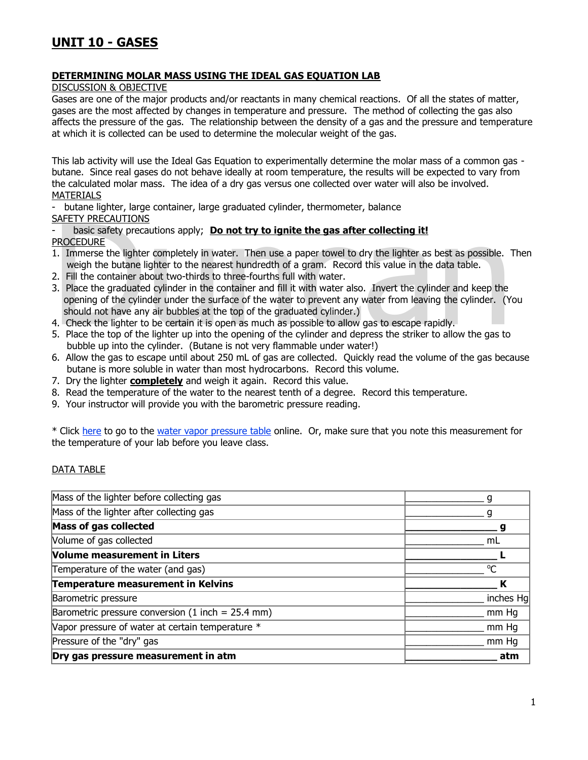# UNIT 10 - GASES

## DETERMINING MOLAR MASS USING THE IDEAL GAS EQUATION LAB

DISCUSSION & OBJECTIVE

Gases are one of the major products and/or reactants in many chemical reactions. Of all the states of matter, gases are the most affected by changes in temperature and pressure. The method of collecting the gas also affects the pressure of the gas. The relationship between the density of a gas and the pressure and temperature at which it is collected can be used to determine the molecular weight of the gas.

This lab activity will use the Ideal Gas Equation to experimentally determine the molar mass of a common gas - butane. Since real gases do not behave ideally at room temperature, the results will be expected to vary from the calculated molar mass. The idea of a dry gas versus one collected over water will also be involved.

MATERIALS

- butane lighter, large container, large graduated cylinder, thermometer, balance

SAFETY PRECAUTIONS

- basic safety precautions apply; **Do not try to ignite the gas after collecting it!**

PROCEDURE

1. Immerse the lighter completely in water. Then use a paper towel to dry the lighter as best as possible. Then weigh the butane lighter to the nearest hundredth of a gram. Record this value in the data table.
2. Fill the container about two-thirds to three-fourths full with water.
3. Place the graduated cylinder in the container and fill it with water also. Invert the cylinder and keep the opening of the cylinder under the surface of the water to prevent any water from leaving the cylinder. (You should not have any air bubbles at the top of the graduated cylinder.)
4. Check the lighter to be certain it is open as much as possible to allow gas to escape rapidly.
5. Place the top of the lighter up into the opening of the cylinder and depress the striker to allow the gas to bubble up into the cylinder. (Butane is not very flammable under water!)
6. Allow the gas to escape until about 250 mL of gas are collected. Quickly read the volume of the gas because butane is more soluble in water than most hydrocarbons. Record this volume.
7. Dry the lighter **completely** and weigh it again. Record this value.
8. Read the temperature of the water to the nearest tenth of a degree. Record this temperature.
9. Your instructor will provide you with the barometric pressure reading.

* Click here to go to the water vapor pressure table online. Or, make sure that you note this measurement for the temperature of your lab before you leave class.

DATA TABLE

| | |
|---|---|
| Mass of the lighter before collecting gas | _______________ g |
| Mass of the lighter after collecting gas | _______________ g |
| **Mass of gas collected** | **_______________ g** |
| Volume of gas collected | _______________ mL |
| **Volume measurement in Liters** | **_______________ L** |
| Temperature of the water (and gas) | _______________ °C |
| **Temperature measurement in Kelvins** | **_______________ K** |
| Barometric pressure | _______________ inches Hg |
| Barometric pressure conversion (1 inch = 25.4 mm) | _______________ mm Hg |
| Vapor pressure of water at certain temperature * | _______________ mm Hg |
| Pressure of the "dry" gas | _______________ mm Hg |
| **Dry gas pressure measurement in atm** | **_______________ atm** |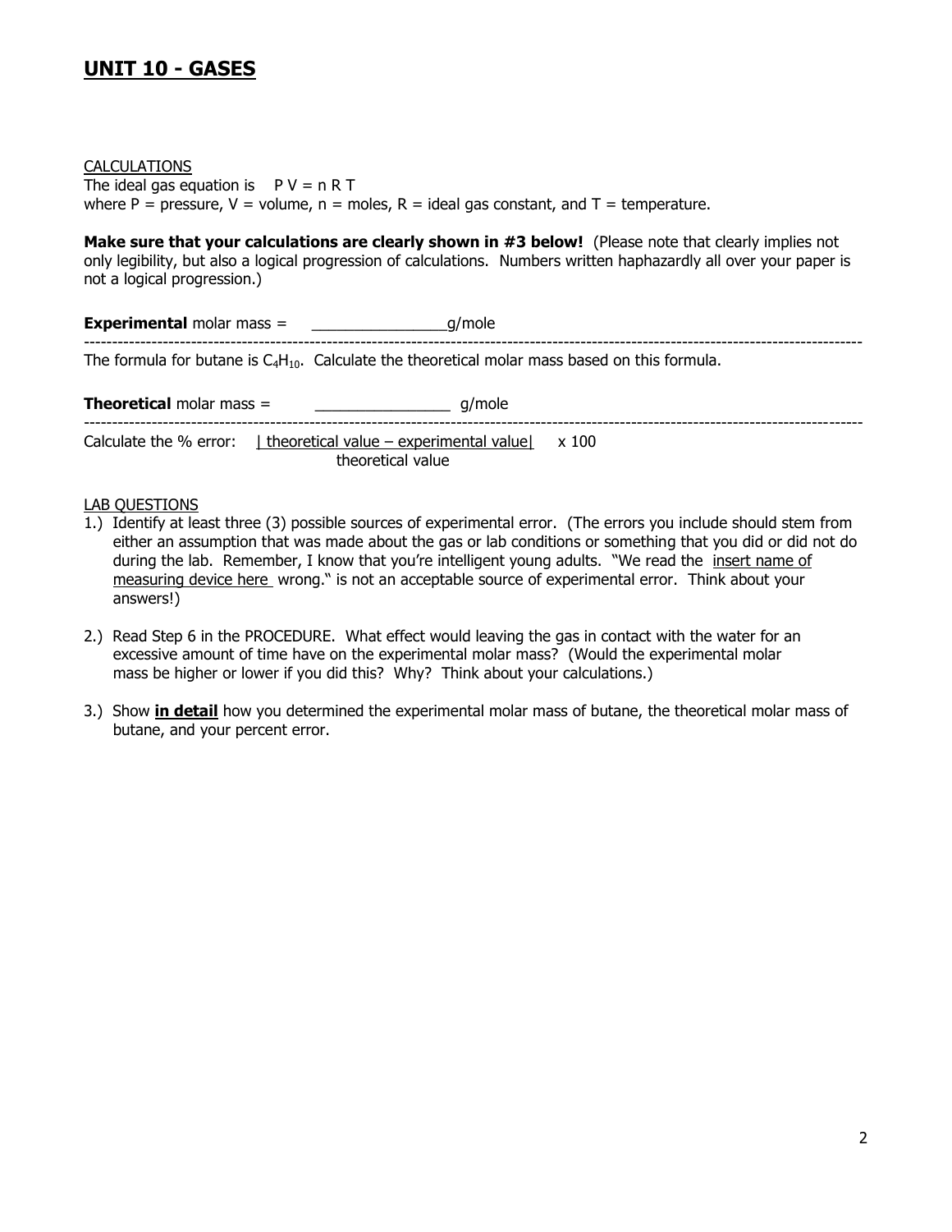# UNIT 10 - GASES

CALCULATIONS

The ideal gas equation is $PV = nRT$
where P = pressure, V = volume, n = moles, R = ideal gas constant, and T = temperature.

**Make sure that your calculations are clearly shown in #3 below!** (Please note that clearly implies not only legibility, but also a logical progression of calculations. Numbers written haphazardly all over your paper is not a logical progression.)

**Experimental** molar mass = ________________g/mole

---

The formula for butane is $C_4H_{10}$. Calculate the theoretical molar mass based on this formula.

**Theoretical** molar mass = ________________ g/mole

---

Calculate the % error: $\frac{|\text{theoretical value} - \text{experimental value}|}{\text{theoretical value}} \times 100$

LAB QUESTIONS

1.) Identify at least three (3) possible sources of experimental error. (The errors you include should stem from either an assumption that was made about the gas or lab conditions or something that you did or did not do during the lab. Remember, I know that you're intelligent young adults. "We read the insert name of measuring device here wrong." is not an acceptable source of experimental error. Think about your answers!)

2.) Read Step 6 in the PROCEDURE. What effect would leaving the gas in contact with the water for an excessive amount of time have on the experimental molar mass? (Would the experimental molar mass be higher or lower if you did this? Why? Think about your calculations.)

3.) Show **in detail** how you determined the experimental molar mass of butane, the theoretical molar mass of butane, and your percent error.